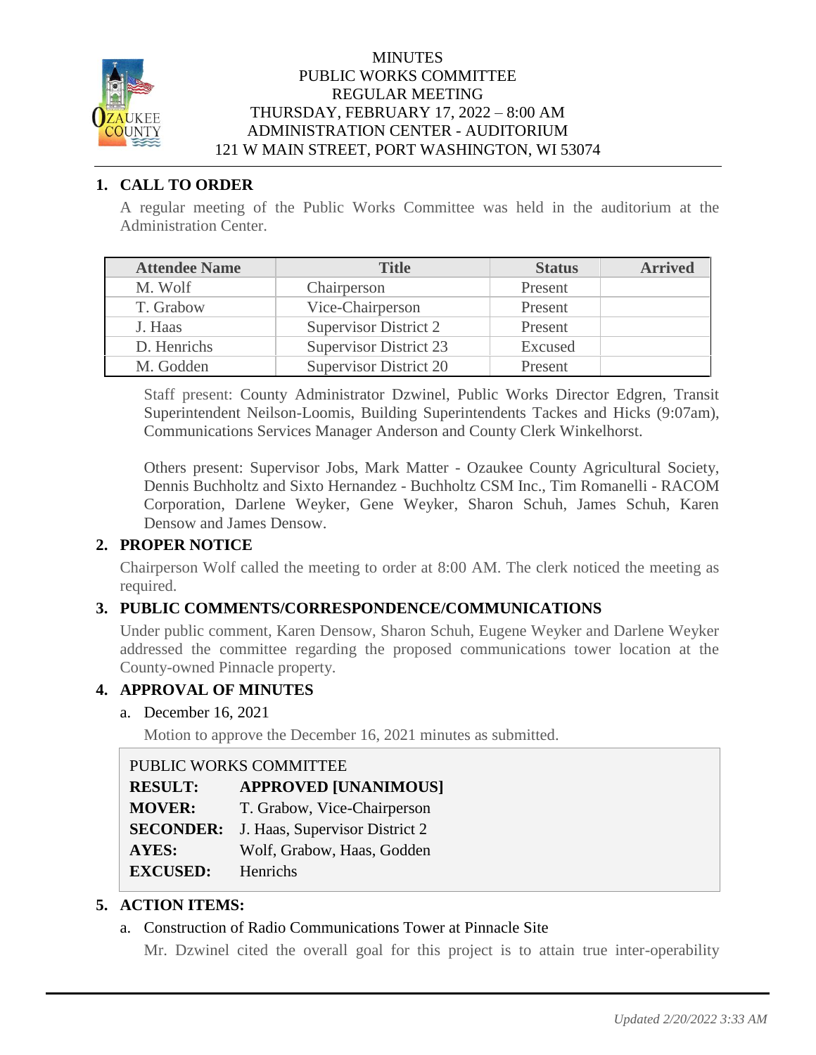MINUTES
PUBLIC WORKS COMMITTEE
REGULAR MEETING
THURSDAY, FEBRUARY 17, 2022 – 8:00 AM
ADMINISTRATION CENTER - AUDITORIUM
121 W MAIN STREET, PORT WASHINGTON, WI 53074

## 1. CALL TO ORDER

A regular meeting of the Public Works Committee was held in the auditorium at the Administration Center.

| Attendee Name | Title | Status | Arrived |
|---|---|---|---|
| M. Wolf | Chairperson | Present | |
| T. Grabow | Vice-Chairperson | Present | |
| J. Haas | Supervisor District 2 | Present | |
| D. Henrichs | Supervisor District 23 | Excused | |
| M. Godden | Supervisor District 20 | Present | |

Staff present: County Administrator Dzwinel, Public Works Director Edgren, Transit Superintendent Neilson-Loomis, Building Superintendents Tackes and Hicks (9:07am), Communications Services Manager Anderson and County Clerk Winkelhorst.

Others present: Supervisor Jobs, Mark Matter - Ozaukee County Agricultural Society, Dennis Buchholtz and Sixto Hernandez - Buchholtz CSM Inc., Tim Romanelli - RACOM Corporation, Darlene Weyker, Gene Weyker, Sharon Schuh, James Schuh, Karen Densow and James Densow.

## 2. PROPER NOTICE

Chairperson Wolf called the meeting to order at 8:00 AM. The clerk noticed the meeting as required.

## 3. PUBLIC COMMENTS/CORRESPONDENCE/COMMUNICATIONS

Under public comment, Karen Densow, Sharon Schuh, Eugene Weyker and Darlene Weyker addressed the committee regarding the proposed communications tower location at the County-owned Pinnacle property.

## 4. APPROVAL OF MINUTES

a. December 16, 2021

Motion to approve the December 16, 2021 minutes as submitted.

PUBLIC WORKS COMMITTEE
**RESULT:** **APPROVED [UNANIMOUS]**
**MOVER:** T. Grabow, Vice-Chairperson
**SECONDER:** J. Haas, Supervisor District 2
**AYES:** Wolf, Grabow, Haas, Godden
**EXCUSED:** Henrichs

## 5. ACTION ITEMS:

a. Construction of Radio Communications Tower at Pinnacle Site

Mr. Dzwinel cited the overall goal for this project is to attain true inter-operability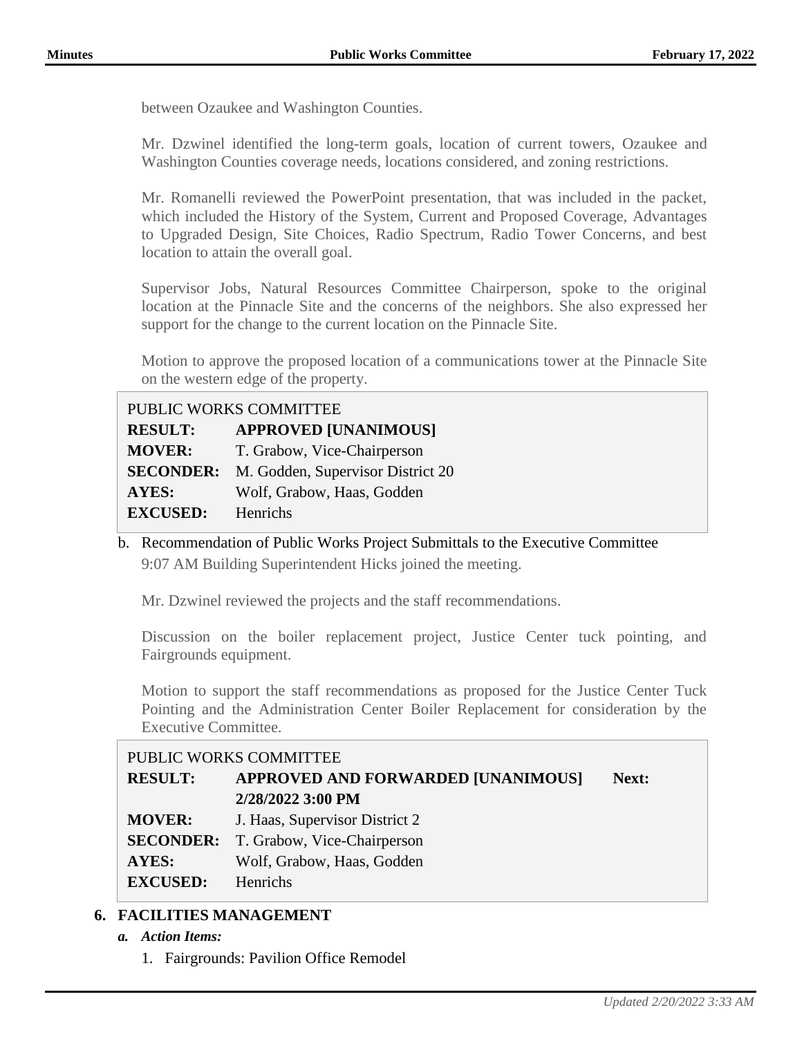between Ozaukee and Washington Counties.

Mr. Dzwinel identified the long-term goals, location of current towers, Ozaukee and Washington Counties coverage needs, locations considered, and zoning restrictions.

Mr. Romanelli reviewed the PowerPoint presentation, that was included in the packet, which included the History of the System, Current and Proposed Coverage, Advantages to Upgraded Design, Site Choices, Radio Spectrum, Radio Tower Concerns, and best location to attain the overall goal.

Supervisor Jobs, Natural Resources Committee Chairperson, spoke to the original location at the Pinnacle Site and the concerns of the neighbors. She also expressed her support for the change to the current location on the Pinnacle Site.

Motion to approve the proposed location of a communications tower at the Pinnacle Site on the western edge of the property.

| PUBLIC WORKS COMMITTEE | |
|---|---|
| **RESULT:** | **APPROVED [UNANIMOUS]** |
| **MOVER:** | T. Grabow, Vice-Chairperson |
| **SECONDER:** | M. Godden, Supervisor District 20 |
| **AYES:** | Wolf, Grabow, Haas, Godden |
| **EXCUSED:** | Henrichs |

b. Recommendation of Public Works Project Submittals to the Executive Committee

9:07 AM Building Superintendent Hicks joined the meeting.

Mr. Dzwinel reviewed the projects and the staff recommendations.

Discussion on the boiler replacement project, Justice Center tuck pointing, and Fairgrounds equipment.

Motion to support the staff recommendations as proposed for the Justice Center Tuck Pointing and the Administration Center Boiler Replacement for consideration by the Executive Committee.

| PUBLIC WORKS COMMITTEE | |
|---|---|
| **RESULT:** | **APPROVED AND FORWARDED [UNANIMOUS]** **Next: 2/28/2022 3:00 PM** |
| **MOVER:** | J. Haas, Supervisor District 2 |
| **SECONDER:** | T. Grabow, Vice-Chairperson |
| **AYES:** | Wolf, Grabow, Haas, Godden |
| **EXCUSED:** | Henrichs |

## 6. FACILITIES MANAGEMENT

***a. Action Items:***

1. Fairgrounds: Pavilion Office Remodel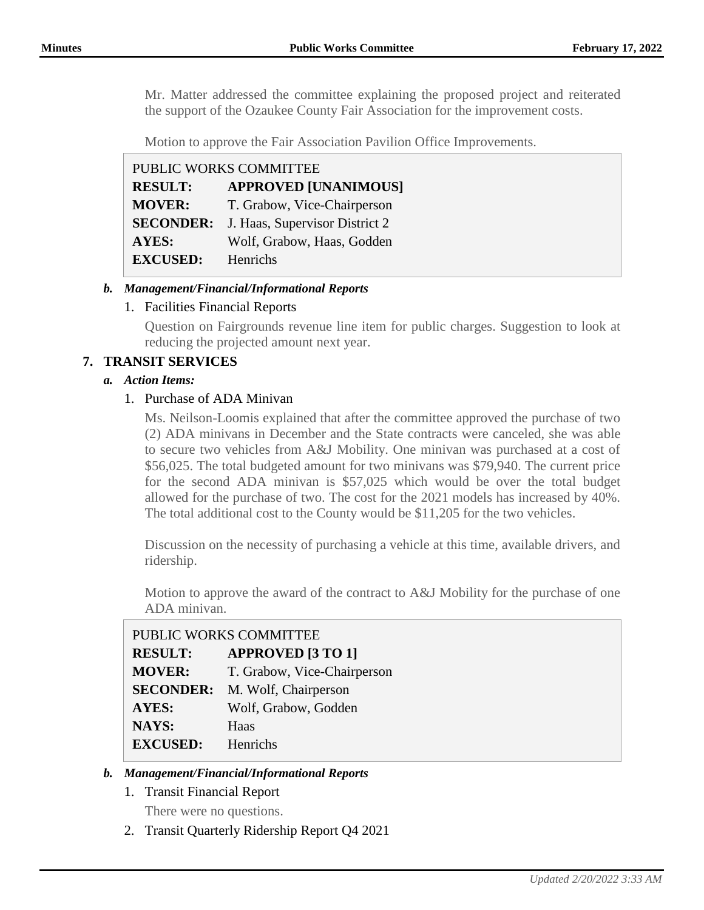Mr. Matter addressed the committee explaining the proposed project and reiterated the support of the Ozaukee County Fair Association for the improvement costs.

Motion to approve the Fair Association Pavilion Office Improvements.

| PUBLIC WORKS COMMITTEE | |
| --- | --- |
| **RESULT:** | **APPROVED [UNANIMOUS]** |
| **MOVER:** | T. Grabow, Vice-Chairperson |
| **SECONDER:** | J. Haas, Supervisor District 2 |
| **AYES:** | Wolf, Grabow, Haas, Godden |
| **EXCUSED:** | Henrichs |

***b. Management/Financial/Informational Reports***

1. Facilities Financial Reports

   Question on Fairgrounds revenue line item for public charges. Suggestion to look at reducing the projected amount next year.

## 7. TRANSIT SERVICES

***a. Action Items:***

1. Purchase of ADA Minivan

   Ms. Neilson-Loomis explained that after the committee approved the purchase of two (2) ADA minivans in December and the State contracts were canceled, she was able to secure two vehicles from A&J Mobility. One minivan was purchased at a cost of $56,025. The total budgeted amount for two minivans was $79,940. The current price for the second ADA minivan is $57,025 which would be over the total budget allowed for the purchase of two. The cost for the 2021 models has increased by 40%. The total additional cost to the County would be $11,205 for the two vehicles.

   Discussion on the necessity of purchasing a vehicle at this time, available drivers, and ridership.

   Motion to approve the award of the contract to A&J Mobility for the purchase of one ADA minivan.

| PUBLIC WORKS COMMITTEE | |
| --- | --- |
| **RESULT:** | **APPROVED [3 TO 1]** |
| **MOVER:** | T. Grabow, Vice-Chairperson |
| **SECONDER:** | M. Wolf, Chairperson |
| **AYES:** | Wolf, Grabow, Godden |
| **NAYS:** | Haas |
| **EXCUSED:** | Henrichs |

***b. Management/Financial/Informational Reports***

1. Transit Financial Report

   There were no questions.

2. Transit Quarterly Ridership Report Q4 2021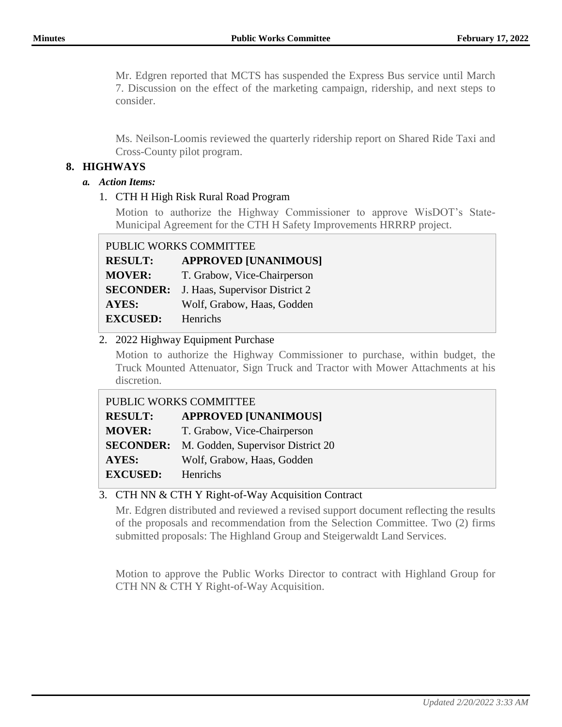Mr. Edgren reported that MCTS has suspended the Express Bus service until March 7. Discussion on the effect of the marketing campaign, ridership, and next steps to consider.

Ms. Neilson-Loomis reviewed the quarterly ridership report on Shared Ride Taxi and Cross-County pilot program.

## 8. HIGHWAYS

### *a. Action Items:*

1. CTH H High Risk Rural Road Program

   Motion to authorize the Highway Commissioner to approve WisDOT's State-Municipal Agreement for the CTH H Safety Improvements HRRRP project.

| PUBLIC WORKS COMMITTEE | |
|---|---|
| **RESULT:** | **APPROVED [UNANIMOUS]** |
| **MOVER:** | T. Grabow, Vice-Chairperson |
| **SECONDER:** | J. Haas, Supervisor District 2 |
| **AYES:** | Wolf, Grabow, Haas, Godden |
| **EXCUSED:** | Henrichs |

2. 2022 Highway Equipment Purchase

   Motion to authorize the Highway Commissioner to purchase, within budget, the Truck Mounted Attenuator, Sign Truck and Tractor with Mower Attachments at his discretion.

| PUBLIC WORKS COMMITTEE | |
|---|---|
| **RESULT:** | **APPROVED [UNANIMOUS]** |
| **MOVER:** | T. Grabow, Vice-Chairperson |
| **SECONDER:** | M. Godden, Supervisor District 20 |
| **AYES:** | Wolf, Grabow, Haas, Godden |
| **EXCUSED:** | Henrichs |

3. CTH NN & CTH Y Right-of-Way Acquisition Contract

   Mr. Edgren distributed and reviewed a revised support document reflecting the results of the proposals and recommendation from the Selection Committee. Two (2) firms submitted proposals: The Highland Group and Steigerwaldt Land Services.

   Motion to approve the Public Works Director to contract with Highland Group for CTH NN & CTH Y Right-of-Way Acquisition.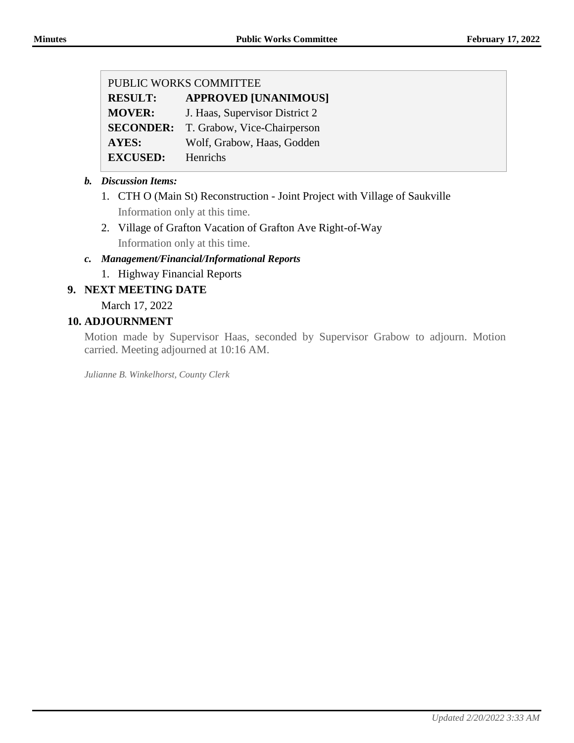| PUBLIC WORKS COMMITTEE | |
| --- | --- |
| **RESULT:** | **APPROVED [UNANIMOUS]** |
| **MOVER:** | J. Haas, Supervisor District 2 |
| **SECONDER:** | T. Grabow, Vice-Chairperson |
| **AYES:** | Wolf, Grabow, Haas, Godden |
| **EXCUSED:** | Henrichs |

***b. Discussion Items:***

1. CTH O (Main St) Reconstruction - Joint Project with Village of Saukville

   Information only at this time.

2. Village of Grafton Vacation of Grafton Ave Right-of-Way

   Information only at this time.

***c. Management/Financial/Informational Reports***

1. Highway Financial Reports

## 9. NEXT MEETING DATE

March 17, 2022

## 10. ADJOURNMENT

Motion made by Supervisor Haas, seconded by Supervisor Grabow to adjourn. Motion carried. Meeting adjourned at 10:16 AM.

*Julianne B. Winkelhorst, County Clerk*